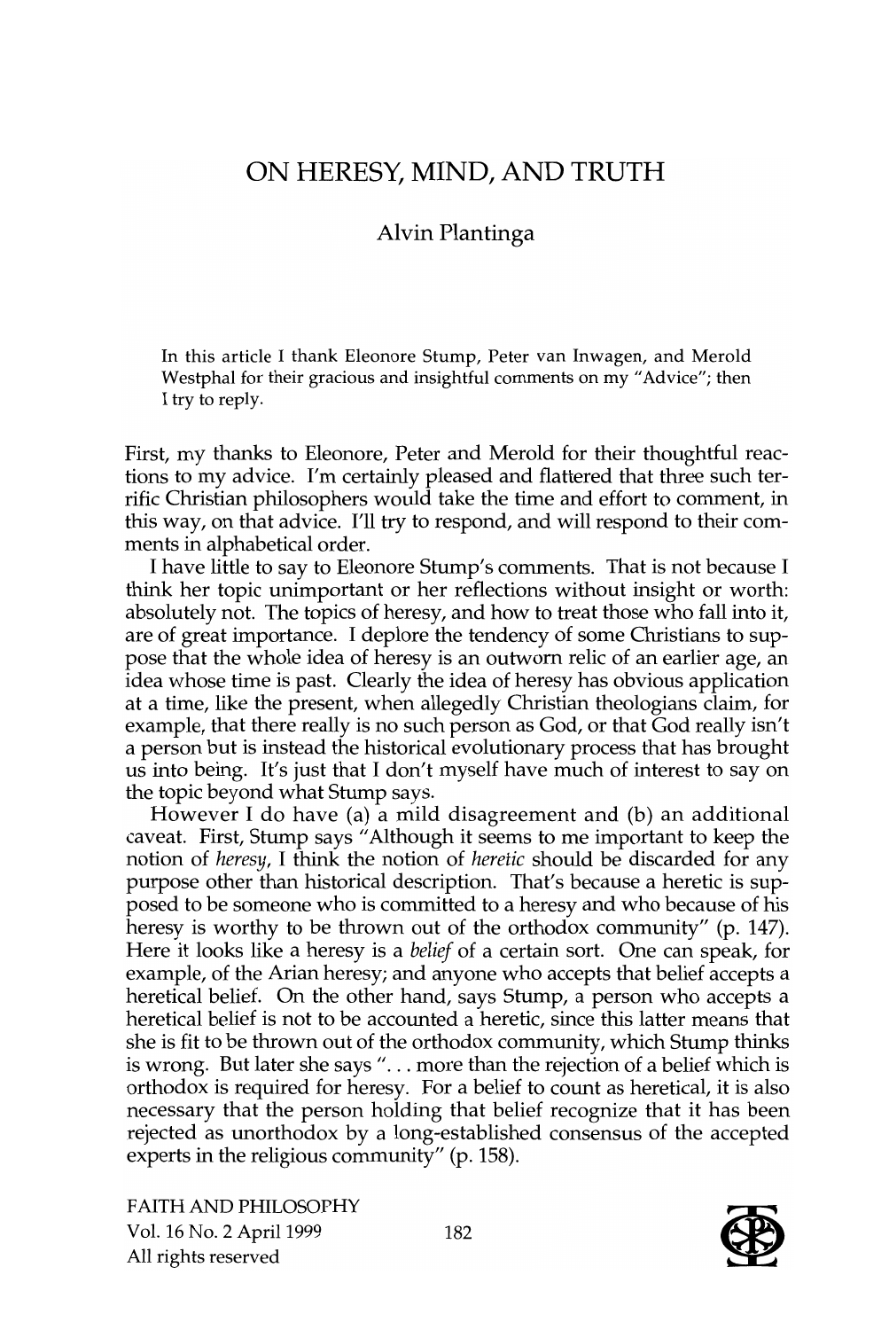# ON HERESY, MIND, AND TRUTH

Alvin Plantinga

In this article I thank Eleonore Stump, Peter van Inwagen, and Merold Westphal for their gracious and insightful comments on my "Advice"; then I try to reply.

First, my thanks to Eleonore, Peter and Merold for their thoughtful reactions to my advice. I'm certainly pleased and flattered that three such terrific Christian philosophers would take the time and effort to comment, in this way, on that advice. I'll try to respond, and will respond to their comments in alphabetical order.

I have little to say to Eleonore Stump's comments. That is not because I think her topic unimportant or her reflections without insight or worth: absolutely not. The topics of heresy, and how to treat those who fall into it, are of great importance. I deplore the tendency of some Christians to suppose that the whole idea of heresy is an outworn relic of an earlier age, an idea whose time is past. Clearly the idea of heresy has obvious application at a time, like the present, when allegedly Christian theologians claim, for example, that there really is no such person as God, or that God really isn't a person but is instead the historical evolutionary process that has brought us into being. It's just that I don't myself have much of interest to say on the topic beyond what Stump says.

However I do have (a) a mild disagreement and (b) an additional caveat. First, Stump says "Although it seems to me important to keep the notion of *heresy*, I think the notion of *heretic* should be discarded for any purpose other than historical description. That's because a heretic is supposed to be someone who is committed to a heresy and who because of his heresy is worthy to be thrown out of the orthodox community" (p. 147). Here it looks like a heresy is a *belief* of a certain sort. One can speak, for example, of the Arian heresy; and anyone who accepts that belief accepts a heretical belief. On the other hand, says Stump, a person who accepts a heretical belief is not to be accounted a heretic, since this latter means that she is fit to be thrown out of the orthodox community, which Stump thinks is wrong. But later she says "... more than the rejection of a belief which is orthodox is required for heresy. For a belief to count as heretical, it is also necessary that the person holding that belief recognize that it has been rejected as unorthodox by a long-established consensus of the accepted experts in the religious community" (p. 158).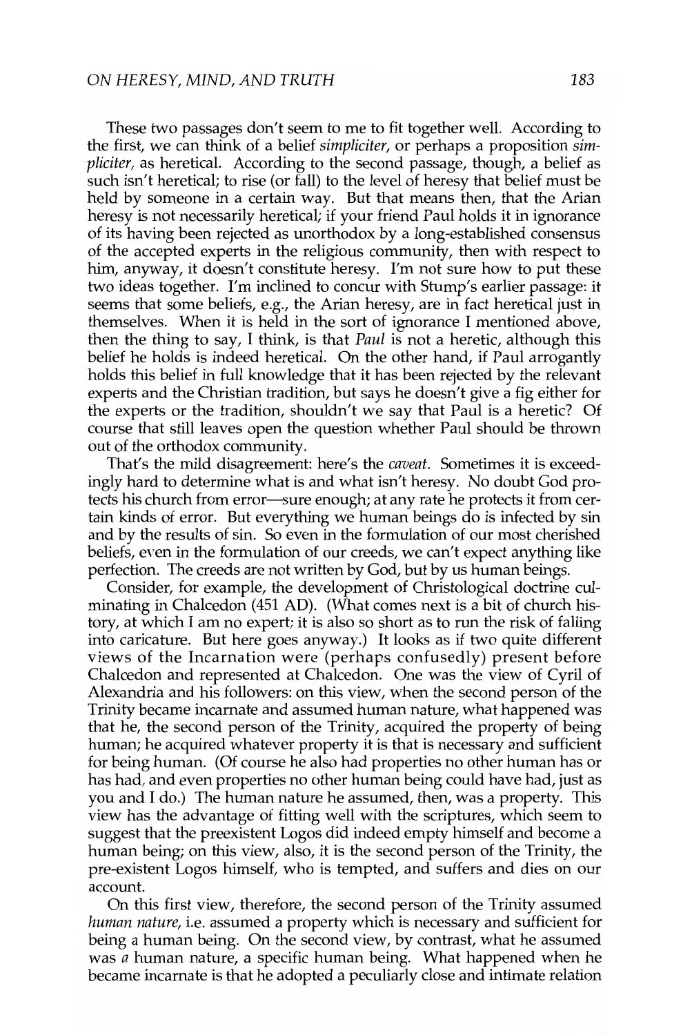These two passages don't seem to me to fit together well. According to the first, we can think of a belief *simpliciter*, or perhaps a proposition *simpliciter*, as heretical. According to the second passage, though, a belief as such isn't heretical; to rise (or fall) to the level of heresy that belief must be held by someone in a certain way. But that means then, that the Arian heresy is not necessarily heretical; if your friend Paul holds it in ignorance of its having been rejected as unorthodox by a long-established consensus of the accepted experts in the religious community, then with respect to him, anyway, it doesn't constitute heresy. I'm not sure how to put these two ideas together. I'm inclined to concur with Stump's earlier passage: it seems that some beliefs, e.g., the Arian heresy, are in fact heretical just in themselves. When it is held in the sort of ignorance I mentioned above, then the thing to say, I think, is that *Paul* is not a heretic, although this belief he holds is indeed heretical. On the other hand, if Paul arrogantly holds this belief in full knowledge that it has been rejected by the relevant experts and the Christian tradition, but says he doesn't give a fig either for the experts or the tradition, shouldn't we say that Paul is a heretic? Of course that still leaves open the question whether Paul should be thrown out of the orthodox community.

That's the mild disagreement: here's the *caveat*. Sometimes it is exceedingly hard to determine what is and what isn't heresy. No doubt God protects his church from error—sure enough; at any rate he protects it from certain kinds of error. But everything we human beings do is infected by sin and by the results of sin. So even in the formulation of our most cherished beliefs, even in the formulation of our creeds, we can't expect anything like perfection. The creeds are not written by God, but by us human beings.

Consider, for example, the development of Christological doctrine culminating in Chalcedon (451 AD). (What comes next is a bit of church history, at which I am no expert; it is also so short as to run the risk of falling into caricature. But here goes anyway.) It looks as if two quite different views of the Incarnation were (perhaps confusedly) present before Chalcedon and represented at Chalcedon. One was the view of Cyril of Alexandria and his followers: on this view, when the second person of the Trinity became incarnate and assumed human nature, what happened was that he, the second person of the Trinity, acquired the property of being human; he acquired whatever property it is that is necessary and sufficient for being human. (Of course he also had properties no other human has or has had, and even properties no other human being could have had, just as you and I do.) The human nature he assumed, then, was a property. This view has the advantage of fitting well with the scriptures, which seem to suggest that the preexistent Logos did indeed empty himself and become a human being; on this view, also, it is the second person of the Trinity, the pre-existent Logos himself, who is tempted, and suffers and dies on our account.

On this first view, therefore, the second person of the Trinity assumed *human nature*, i.e. assumed a property which is necessary and sufficient for being a human being. On the second view, by contrast, what he assumed was *a* human nature, a specific human being. What happened when he became incarnate is that he adopted a peculiarly close and intimate relation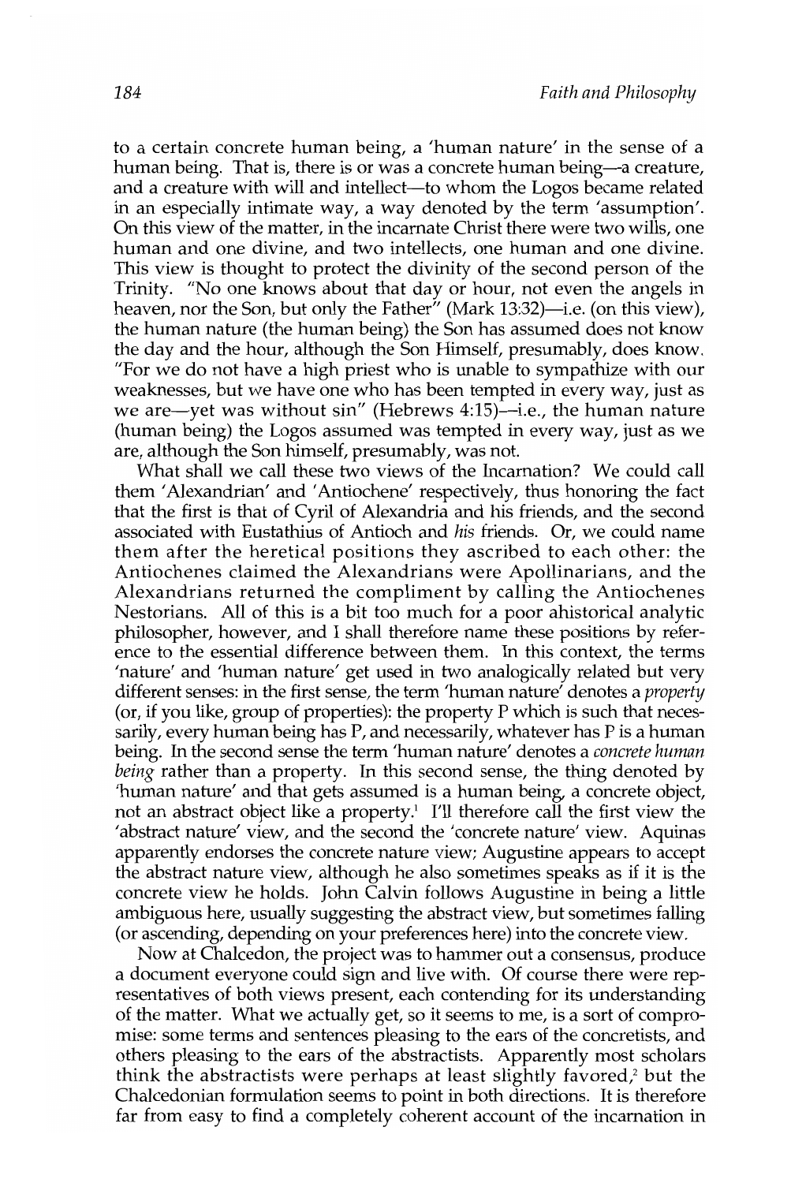to a certain concrete human being, a 'human nature' in the sense of a human being. That is, there is or was a concrete human being—a creature, and a creature with will and intellect—to whom the Logos became related in an especially intimate way, a way denoted by the term 'assumption'. On this view of the matter, in the incarnate Christ there were two wills, one human and one divine, and two intellects, one human and one divine. This view is thought to protect the divinity of the second person of the Trinity. "No one knows about that day or hour, not even the angels in heaven, nor the Son, but only the Father" (Mark 13:32)—i.e. (on this view), the human nature (the human being) the Son has assumed does not know the day and the hour, although the Son Himself, presumably, does know. "For we do not have a high priest who is unable to sympathize with our weaknesses, but we have one who has been tempted in every way, just as we are—yet was without sin" (Hebrews 4:15)—i.e., the human nature (human being) the Logos assumed was tempted in every way, just as we are, although the Son himself, presumably, was not.

What shall we call these two views of the Incarnation? We could call them 'Alexandrian' and 'Antiochene' respectively, thus honoring the fact that the first is that of Cyril of Alexandria and his friends, and the second associated with Eustathius of Antioch and *his* friends. Or, we could name them after the heretical positions they ascribed to each other: the Antiochenes claimed the Alexandrians were Apollinarians, and the Alexandrians returned the compliment by calling the Antiochenes Nestorians. All of this is a bit too much for a poor ahistorical analytic philosopher, however, and I shall therefore name these positions by reference to the essential difference between them. In this context, the terms 'nature' and 'human nature' get used in two analogically related but very different senses: in the first sense, the term 'human nature' denotes a *property* (or, if you like, group of properties): the property P which is such that necessarily, every human being has P, and necessarily, whatever has P is a human being. In the second sense the term 'human nature' denotes a *concrete human being* rather than a property. In this second sense, the thing denoted by 'human nature' and that gets assumed is a human being, a concrete object, not an abstract object like a property.[1] I'll therefore call the first view the 'abstract nature' view, and the second the 'concrete nature' view. Aquinas apparently endorses the concrete nature view; Augustine appears to accept the abstract nature view, although he also sometimes speaks as if it is the concrete view he holds. John Calvin follows Augustine in being a little ambiguous here, usually suggesting the abstract view, but sometimes falling (or ascending, depending on your preferences here) into the concrete view.

Now at Chalcedon, the project was to hammer out a consensus, produce a document everyone could sign and live with. Of course there were representatives of both views present, each contending for its understanding of the matter. What we actually get, so it seems to me, is a sort of compromise: some terms and sentences pleasing to the ears of the concretists, and others pleasing to the ears of the abstractists. Apparently most scholars think the abstractists were perhaps at least slightly favored,[2] but the Chalcedonian formulation seems to point in both directions. It is therefore far from easy to find a completely coherent account of the incarnation in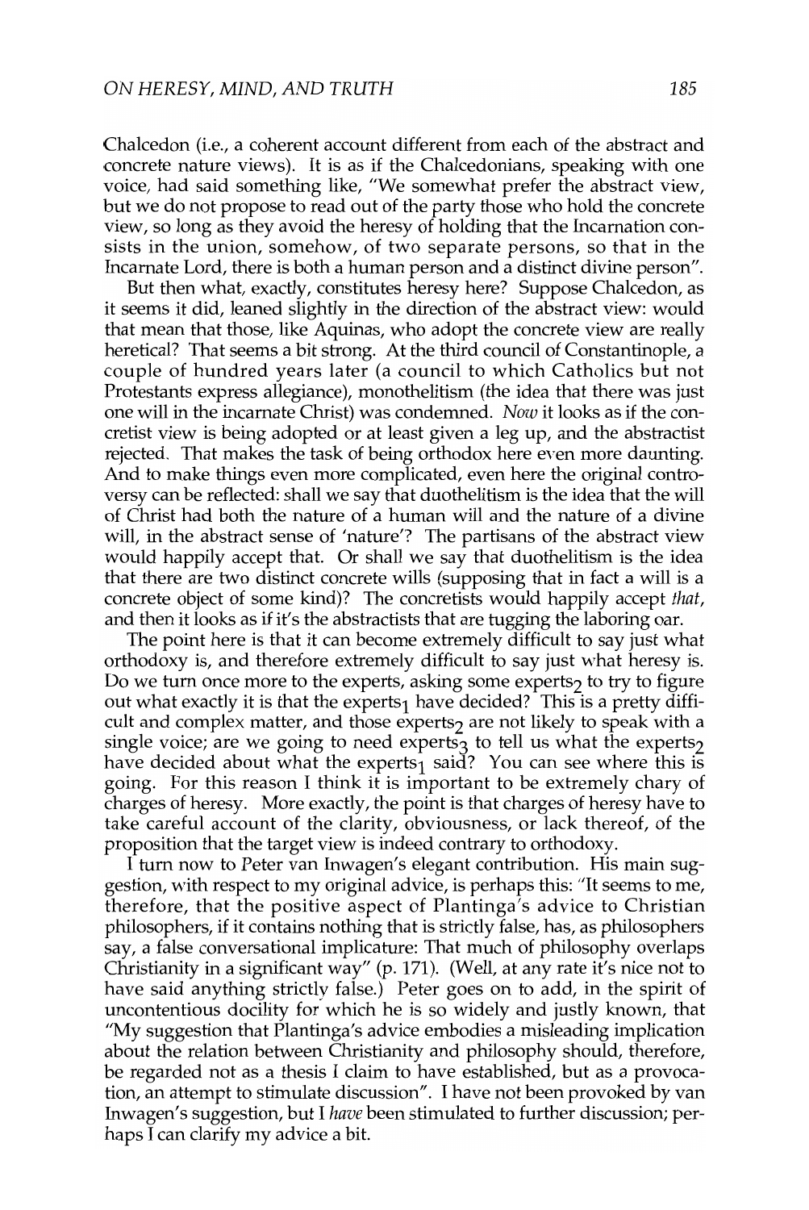Chalcedon (i.e., a coherent account different from each of the abstract and concrete nature views). It is as if the Chalcedonians, speaking with one voice, had said something like, "We somewhat prefer the abstract view, but we do not propose to read out of the party those who hold the concrete view, so long as they avoid the heresy of holding that the Incarnation consists in the union, somehow, of two separate persons, so that in the Incarnate Lord, there is both a human person and a distinct divine person".

But then what, exactly, constitutes heresy here? Suppose Chalcedon, as it seems it did, leaned slightly in the direction of the abstract view: would that mean that those, like Aquinas, who adopt the concrete view are really heretical? That seems a bit strong. At the third council of Constantinople, a couple of hundred years later (a council to which Catholics but not Protestants express allegiance), monothelitism (the idea that there was just one will in the incarnate Christ) was condemned. *Now* it looks as if the concretist view is being adopted or at least given a leg up, and the abstractist rejected. That makes the task of being orthodox here even more daunting. And to make things even more complicated, even here the original controversy can be reflected: shall we say that duothelitism is the idea that the will of Christ had both the nature of a human will and the nature of a divine will, in the abstract sense of 'nature'? The partisans of the abstract view would happily accept that. Or shall we say that duothelitism is the idea that there are two distinct concrete wills (supposing that in fact a will is a concrete object of some kind)? The concretists would happily accept *that*, and then it looks as if it's the abstractists that are tugging the laboring oar.

The point here is that it can become extremely difficult to say just what orthodoxy is, and therefore extremely difficult to say just what heresy is. Do we turn once more to the experts, asking some $\text{experts}_2$ to try to figure out what exactly it is that the $\text{experts}_1$ have decided? This is a pretty difficult and complex matter, and those $\text{experts}_2$ are not likely to speak with a single voice; are we going to need $\text{experts}_3$ to tell us what the $\text{experts}_2$ have decided about what the $\text{experts}_1$ said? You can see where this is going. For this reason I think it is important to be extremely chary of charges of heresy. More exactly, the point is that charges of heresy have to take careful account of the clarity, obviousness, or lack thereof, of the proposition that the target view is indeed contrary to orthodoxy.

I turn now to Peter van Inwagen's elegant contribution. His main suggestion, with respect to my original advice, is perhaps this: "It seems to me, therefore, that the positive aspect of Plantinga's advice to Christian philosophers, if it contains nothing that is strictly false, has, as philosophers say, a false conversational implicature: That much of philosophy overlaps Christianity in a significant way" (p. 171). (Well, at any rate it's nice not to have said anything strictly false.) Peter goes on to add, in the spirit of uncontentious docility for which he is so widely and justly known, that "My suggestion that Plantinga's advice embodies a misleading implication about the relation between Christianity and philosophy should, therefore, be regarded not as a thesis I claim to have established, but as a provocation, an attempt to stimulate discussion". I have not been provoked by van Inwagen's suggestion, but I *have* been stimulated to further discussion; perhaps I can clarify my advice a bit.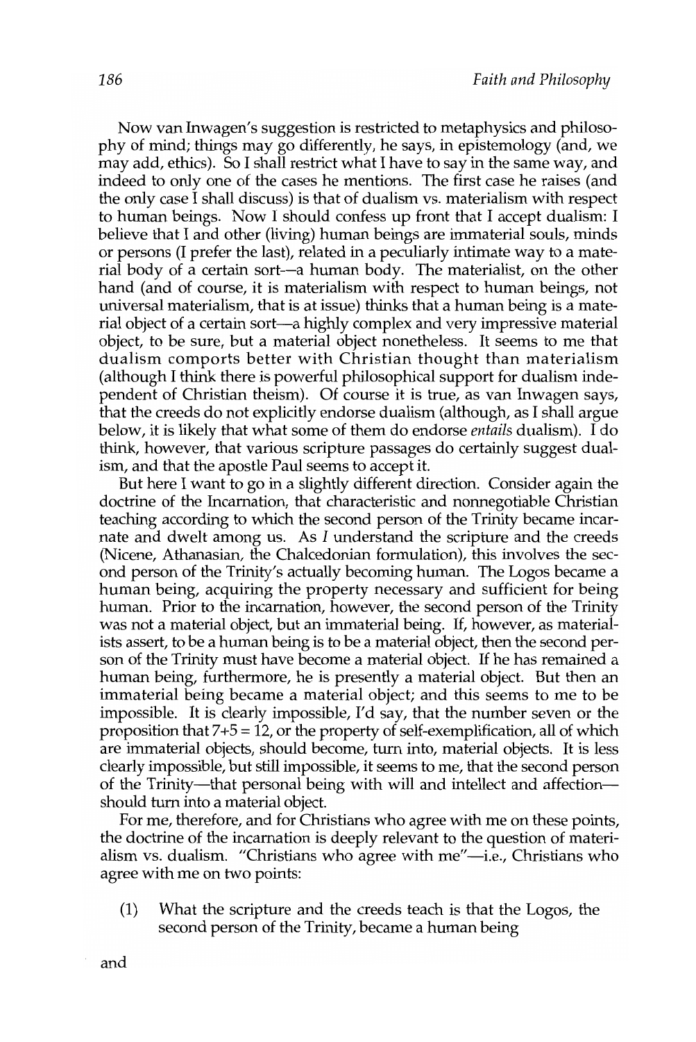Now van Inwagen's suggestion is restricted to metaphysics and philosophy of mind; things may go differently, he says, in epistemology (and, we may add, ethics). So I shall restrict what I have to say in the same way, and indeed to only one of the cases he mentions. The first case he raises (and the only case I shall discuss) is that of dualism vs. materialism with respect to human beings. Now I should confess up front that I accept dualism: I believe that I and other (living) human beings are immaterial souls, minds or persons (I prefer the last), related in a peculiarly intimate way to a material body of a certain sort—a human body. The materialist, on the other hand (and of course, it is materialism with respect to human beings, not universal materialism, that is at issue) thinks that a human being is a material object of a certain sort—a highly complex and very impressive material object, to be sure, but a material object nonetheless. It seems to me that dualism comports better with Christian thought than materialism (although I think there is powerful philosophical support for dualism independent of Christian theism). Of course it is true, as van Inwagen says, that the creeds do not explicitly endorse dualism (although, as I shall argue below, it is likely that what some of them do endorse *entails* dualism). I do think, however, that various scripture passages do certainly suggest dualism, and that the apostle Paul seems to accept it.

But here I want to go in a slightly different direction. Consider again the doctrine of the Incarnation, that characteristic and nonnegotiable Christian teaching according to which the second person of the Trinity became incarnate and dwelt among us. As *I* understand the scripture and the creeds (Nicene, Athanasian, the Chalcedonian formulation), this involves the second person of the Trinity's actually becoming human. The Logos became a human being, acquiring the property necessary and sufficient for being human. Prior to the incarnation, however, the second person of the Trinity was not a material object, but an immaterial being. If, however, as materialists assert, to be a human being is to be a material object, then the second person of the Trinity must have become a material object. If he has remained a human being, furthermore, he is presently a material object. But then an immaterial being became a material object; and this seems to me to be impossible. It is clearly impossible, I'd say, that the number seven or the proposition that 7+5 = 12, or the property of self-exemplification, all of which are immaterial objects, should become, turn into, material objects. It is less clearly impossible, but still impossible, it seems to me, that the second person of the Trinity—that personal being with will and intellect and affection—should turn into a material object.

For me, therefore, and for Christians who agree with me on these points, the doctrine of the incarnation is deeply relevant to the question of materialism vs. dualism. "Christians who agree with me"—i.e., Christians who agree with me on two points:

(1) What the scripture and the creeds teach is that the Logos, the second person of the Trinity, became a human being

and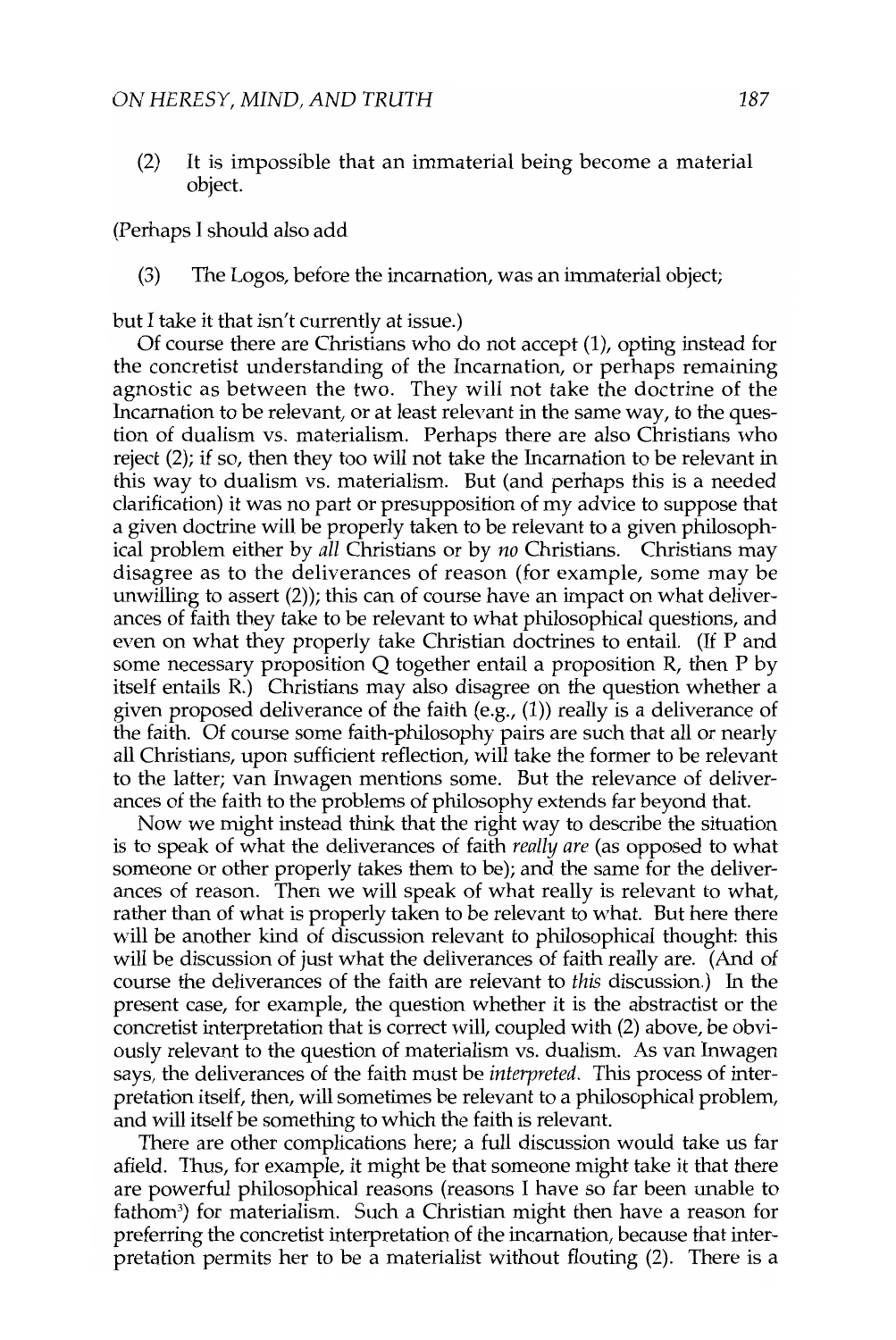(2) It is impossible that an immaterial being become a material object.

(Perhaps I should also add

(3) The Logos, before the incarnation, was an immaterial object;

but I take it that isn't currently at issue.)

Of course there are Christians who do not accept (1), opting instead for the concretist understanding of the Incarnation, or perhaps remaining agnostic as between the two. They will not take the doctrine of the Incarnation to be relevant, or at least relevant in the same way, to the question of dualism vs. materialism. Perhaps there are also Christians who reject (2); if so, then they too will not take the Incarnation to be relevant in this way to dualism vs. materialism. But (and perhaps this is a needed clarification) it was no part or presupposition of my advice to suppose that a given doctrine will be properly taken to be relevant to a given philosophical problem either by *all* Christians or by *no* Christians. Christians may disagree as to the deliverances of reason (for example, some may be unwilling to assert (2)); this can of course have an impact on what deliverances of faith they take to be relevant to what philosophical questions, and even on what they properly take Christian doctrines to entail. (If P and some necessary proposition Q together entail a proposition R, then P by itself entails R.) Christians may also disagree on the question whether a given proposed deliverance of the faith (e.g., (1)) really is a deliverance of the faith. Of course some faith-philosophy pairs are such that all or nearly all Christians, upon sufficient reflection, will take the former to be relevant to the latter; van Inwagen mentions some. But the relevance of deliverances of the faith to the problems of philosophy extends far beyond that.

Now we might instead think that the right way to describe the situation is to speak of what the deliverances of faith *really are* (as opposed to what someone or other properly takes them to be); and the same for the deliverances of reason. Then we will speak of what really is relevant to what, rather than of what is properly taken to be relevant to what. But here there will be another kind of discussion relevant to philosophical thought: this will be discussion of just what the deliverances of faith really are. (And of course the deliverances of the faith are relevant to *this* discussion.) In the present case, for example, the question whether it is the abstractist or the concretist interpretation that is correct will, coupled with (2) above, be obviously relevant to the question of materialism vs. dualism. As van Inwagen says, the deliverances of the faith must be *interpreted*. This process of interpretation itself, then, will sometimes be relevant to a philosophical problem, and will itself be something to which the faith is relevant.

There are other complications here; a full discussion would take us far afield. Thus, for example, it might be that someone might take it that there are powerful philosophical reasons (reasons I have so far been unable to fathom[3]) for materialism. Such a Christian might then have a reason for preferring the concretist interpretation of the incarnation, because that interpretation permits her to be a materialist without flouting (2). There is a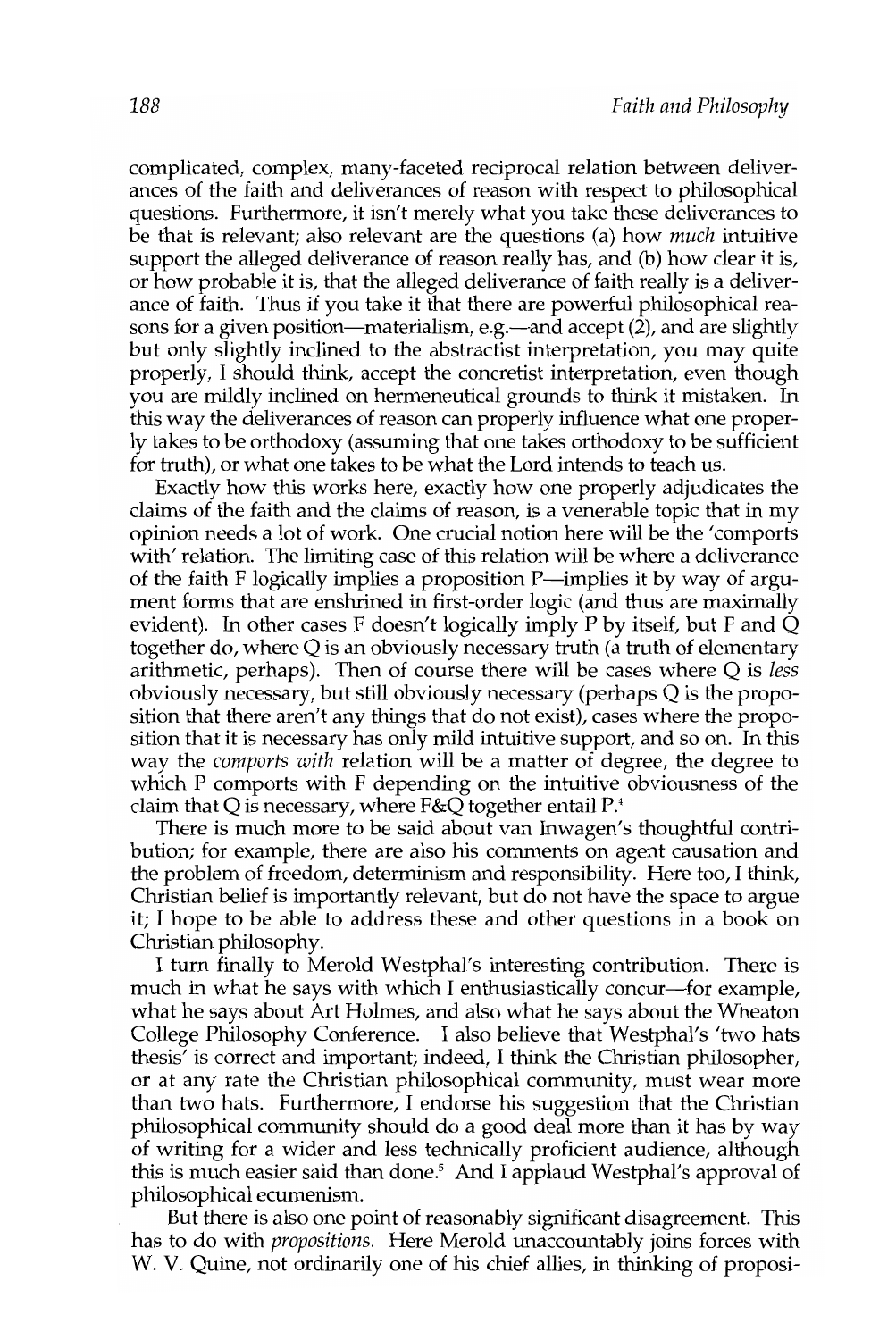complicated, complex, many-faceted reciprocal relation between deliverances of the faith and deliverances of reason with respect to philosophical questions. Furthermore, it isn't merely what you take these deliverances to be that is relevant; also relevant are the questions (a) how *much* intuitive support the alleged deliverance of reason really has, and (b) how clear it is, or how probable it is, that the alleged deliverance of faith really is a deliverance of faith. Thus if you take it that there are powerful philosophical reasons for a given position—materialism, e.g.—and accept (2), and are slightly but only slightly inclined to the abstractist interpretation, you may quite properly, I should think, accept the concretist interpretation, even though you are mildly inclined on hermeneutical grounds to think it mistaken. In this way the deliverances of reason can properly influence what one properly takes to be orthodoxy (assuming that one takes orthodoxy to be sufficient for truth), or what one takes to be what the Lord intends to teach us.

Exactly how this works here, exactly how one properly adjudicates the claims of the faith and the claims of reason, is a venerable topic that in my opinion needs a lot of work. One crucial notion here will be the 'comports with' relation. The limiting case of this relation will be where a deliverance of the faith F logically implies a proposition P—implies it by way of argument forms that are enshrined in first-order logic (and thus are maximally evident). In other cases F doesn't logically imply P by itself, but F and Q together do, where Q is an obviously necessary truth (a truth of elementary arithmetic, perhaps). Then of course there will be cases where Q is *less* obviously necessary, but still obviously necessary (perhaps Q is the proposition that there aren't any things that do not exist), cases where the proposition that it is necessary has only mild intuitive support, and so on. In this way the *comports with* relation will be a matter of degree, the degree to which P comports with F depending on the intuitive obviousness of the claim that Q is necessary, where F&Q together entail P.[4]

There is much more to be said about van Inwagen's thoughtful contribution; for example, there are also his comments on agent causation and the problem of freedom, determinism and responsibility. Here too, I think, Christian belief is importantly relevant, but do not have the space to argue it; I hope to be able to address these and other questions in a book on Christian philosophy.

I turn finally to Merold Westphal's interesting contribution. There is much in what he says with which I enthusiastically concur—for example, what he says about Art Holmes, and also what he says about the Wheaton College Philosophy Conference. I also believe that Westphal's 'two hats thesis' is correct and important; indeed, I think the Christian philosopher, or at any rate the Christian philosophical community, must wear more than two hats. Furthermore, I endorse his suggestion that the Christian philosophical community should do a good deal more than it has by way of writing for a wider and less technically proficient audience, although this is much easier said than done.[5] And I applaud Westphal's approval of philosophical ecumenism.

But there is also one point of reasonably significant disagreement. This has to do with *propositions*. Here Merold unaccountably joins forces with W. V. Quine, not ordinarily one of his chief allies, in thinking of proposi-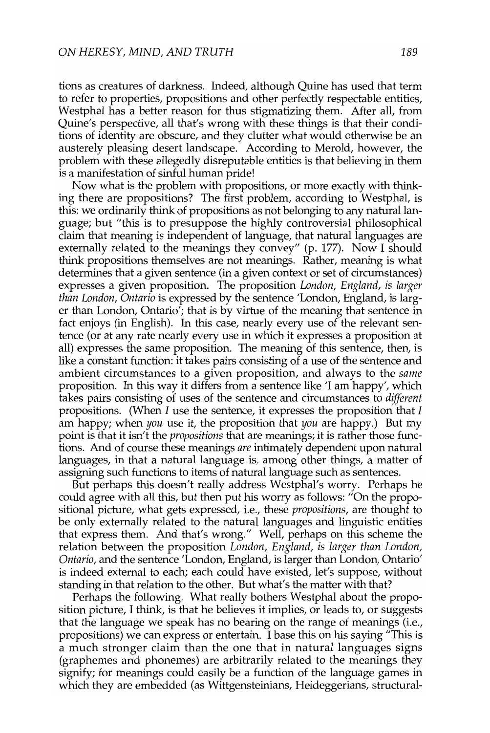tions as creatures of darkness. Indeed, although Quine has used that term to refer to properties, propositions and other perfectly respectable entities, Westphal has a better reason for thus stigmatizing them. After all, from Quine's perspective, all that's wrong with these things is that their conditions of identity are obscure, and they clutter what would otherwise be an austerely pleasing desert landscape. According to Merold, however, the problem with these allegedly disreputable entities is that believing in them is a manifestation of sinful human pride!

Now what is the problem with propositions, or more exactly with thinking there are propositions? The first problem, according to Westphal, is this: we ordinarily think of propositions as not belonging to any natural language; but "this is to presuppose the highly controversial philosophical claim that meaning is independent of language, that natural languages are externally related to the meanings they convey" (p. 177). Now I should think propositions themselves are not meanings. Rather, meaning is what determines that a given sentence (in a given context or set of circumstances) expresses a given proposition. The proposition *London, England, is larger than London, Ontario* is expressed by the sentence 'London, England, is larger than London, Ontario'; that is by virtue of the meaning that sentence in fact enjoys (in English). In this case, nearly every use of the relevant sentence (or at any rate nearly every use in which it expresses a proposition at all) expresses the same proposition. The meaning of this sentence, then, is like a constant function: it takes pairs consisting of a use of the sentence and ambient circumstances to a given proposition, and always to the *same* proposition. In this way it differs from a sentence like 'I am happy', which takes pairs consisting of uses of the sentence and circumstances to *different* propositions. (When *I* use the sentence, it expresses the proposition that *I* am happy; when *you* use it, the proposition that *you* are happy.) But my point is that it isn't the *propositions* that are meanings; it is rather those functions. And of course these meanings *are* intimately dependent upon natural languages, in that a natural language is, among other things, a matter of assigning such functions to items of natural language such as sentences.

But perhaps this doesn't really address Westphal's worry. Perhaps he could agree with all this, but then put his worry as follows: "On the propositional picture, what gets expressed, i.e., these *propositions*, are thought to be only externally related to the natural languages and linguistic entities that express them. And that's wrong." Well, perhaps on this scheme the relation between the proposition *London, England, is larger than London, Ontario*, and the sentence 'London, England, is larger than London, Ontario' is indeed external to each; each could have existed, let's suppose, without standing in that relation to the other. But what's the matter with that?

Perhaps the following. What really bothers Westphal about the proposition picture, I think, is that he believes it implies, or leads to, or suggests that the language we speak has no bearing on the range of meanings (i.e., propositions) we can express or entertain. I base this on his saying "This is a much stronger claim than the one that in natural languages signs (graphemes and phonemes) are arbitrarily related to the meanings they signify; for meanings could easily be a function of the language games in which they are embedded (as Wittgensteinians, Heideggerians, structural-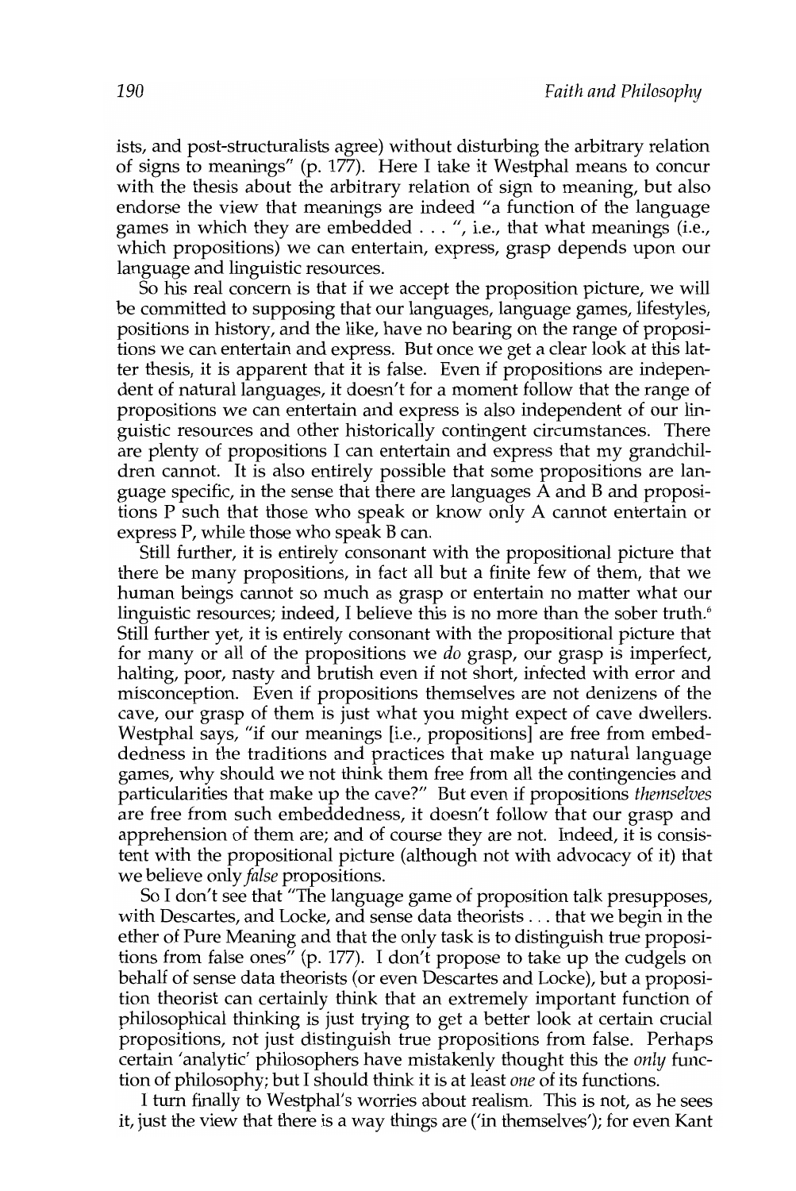ists, and post-structuralists agree) without disturbing the arbitrary relation of signs to meanings" (p. 177). Here I take it Westphal means to concur with the thesis about the arbitrary relation of sign to meaning, but also endorse the view that meanings are indeed "a function of the language games in which they are embedded . . . ", i.e., that what meanings (i.e., which propositions) we can entertain, express, grasp depends upon our language and linguistic resources.

So his real concern is that if we accept the proposition picture, we will be committed to supposing that our languages, language games, lifestyles, positions in history, and the like, have no bearing on the range of propositions we can entertain and express. But once we get a clear look at this latter thesis, it is apparent that it is false. Even if propositions are independent of natural languages, it doesn't for a moment follow that the range of propositions we can entertain and express is also independent of our linguistic resources and other historically contingent circumstances. There are plenty of propositions I can entertain and express that my grandchildren cannot. It is also entirely possible that some propositions are language specific, in the sense that there are languages A and B and propositions P such that those who speak or know only A cannot entertain or express P, while those who speak B can.

Still further, it is entirely consonant with the propositional picture that there be many propositions, in fact all but a finite few of them, that we human beings cannot so much as grasp or entertain no matter what our linguistic resources; indeed, I believe this is no more than the sober truth.[6] Still further yet, it is entirely consonant with the propositional picture that for many or all of the propositions we *do* grasp, our grasp is imperfect, halting, poor, nasty and brutish even if not short, infected with error and misconception. Even if propositions themselves are not denizens of the cave, our grasp of them is just what you might expect of cave dwellers. Westphal says, "if our meanings [i.e., propositions] are free from embeddedness in the traditions and practices that make up natural language games, why should we not think them free from all the contingencies and particularities that make up the cave?" But even if propositions *themselves* are free from such embeddedness, it doesn't follow that our grasp and apprehension of them are; and of course they are not. Indeed, it is consistent with the propositional picture (although not with advocacy of it) that we believe only *false* propositions.

So I don't see that "The language game of proposition talk presupposes, with Descartes, and Locke, and sense data theorists . . . that we begin in the ether of Pure Meaning and that the only task is to distinguish true propositions from false ones" (p. 177). I don't propose to take up the cudgels on behalf of sense data theorists (or even Descartes and Locke), but a proposition theorist can certainly think that an extremely important function of philosophical thinking is just trying to get a better look at certain crucial propositions, not just distinguish true propositions from false. Perhaps certain 'analytic' philosophers have mistakenly thought this the *only* function of philosophy; but I should think it is at least *one* of its functions.

I turn finally to Westphal's worries about realism. This is not, as he sees it, just the view that there is a way things are ('in themselves'); for even Kant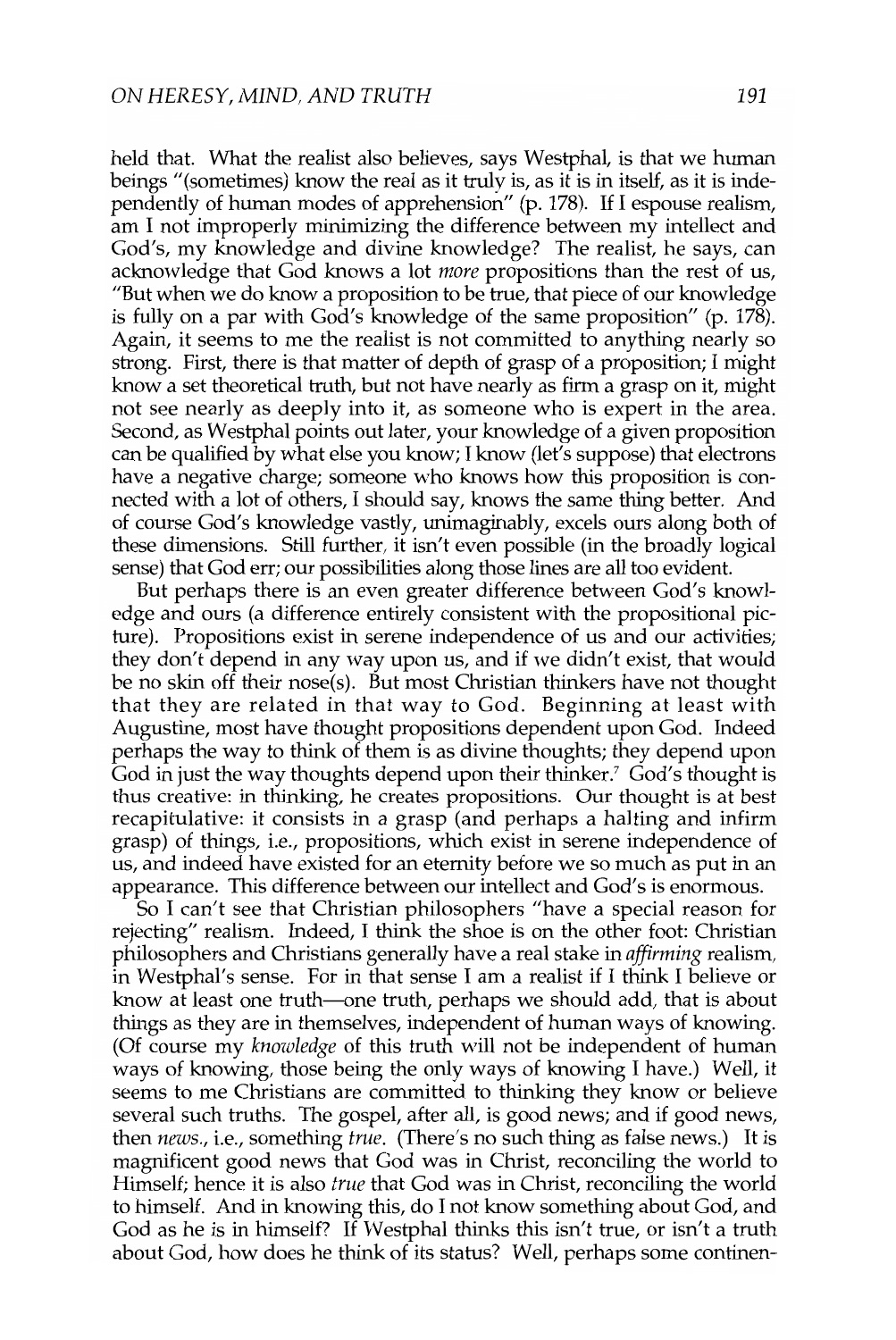held that. What the realist also believes, says Westphal, is that we human beings "(sometimes) know the real as it truly is, as it is in itself, as it is independently of human modes of apprehension" (p. 178). If I espouse realism, am I not improperly minimizing the difference between my intellect and God's, my knowledge and divine knowledge? The realist, he says, can acknowledge that God knows a lot *more* propositions than the rest of us, "But when we do know a proposition to be true, that piece of our knowledge is fully on a par with God's knowledge of the same proposition" (p. 178). Again, it seems to me the realist is not committed to anything nearly so strong. First, there is that matter of depth of grasp of a proposition; I might know a set theoretical truth, but not have nearly as firm a grasp on it, might not see nearly as deeply into it, as someone who is expert in the area. Second, as Westphal points out later, your knowledge of a given proposition can be qualified by what else you know; I know (let's suppose) that electrons have a negative charge; someone who knows how this proposition is connected with a lot of others, I should say, knows the same thing better. And of course God's knowledge vastly, unimaginably, excels ours along both of these dimensions. Still further, it isn't even possible (in the broadly logical sense) that God err; our possibilities along those lines are all too evident.

But perhaps there is an even greater difference between God's knowledge and ours (a difference entirely consistent with the propositional picture). Propositions exist in serene independence of us and our activities; they don't depend in any way upon us, and if we didn't exist, that would be no skin off their nose(s). But most Christian thinkers have not thought that they are related in that way to God. Beginning at least with Augustine, most have thought propositions dependent upon God. Indeed perhaps the way to think of them is as divine thoughts; they depend upon God in just the way thoughts depend upon their thinker.[7] God's thought is thus creative: in thinking, he creates propositions. Our thought is at best recapitulative: it consists in a grasp (and perhaps a halting and infirm grasp) of things, i.e., propositions, which exist in serene independence of us, and indeed have existed for an eternity before we so much as put in an appearance. This difference between our intellect and God's is enormous.

So I can't see that Christian philosophers "have a special reason for rejecting" realism. Indeed, I think the shoe is on the other foot: Christian philosophers and Christians generally have a real stake in *affirming* realism, in Westphal's sense. For in that sense I am a realist if I think I believe or know at least one truth—one truth, perhaps we should add, that is about things as they are in themselves, independent of human ways of knowing. (Of course my *knowledge* of this truth will not be independent of human ways of knowing, those being the only ways of knowing I have.) Well, it seems to me Christians are committed to thinking they know or believe several such truths. The gospel, after all, is good news; and if good news, then *news.*, i.e., something *true*. (There's no such thing as false news.) It is magnificent good news that God was in Christ, reconciling the world to Himself; hence it is also *true* that God was in Christ, reconciling the world to himself. And in knowing this, do I not know something about God, and God as he is in himself? If Westphal thinks this isn't true, or isn't a truth about God, how does he think of its status? Well, perhaps some continen-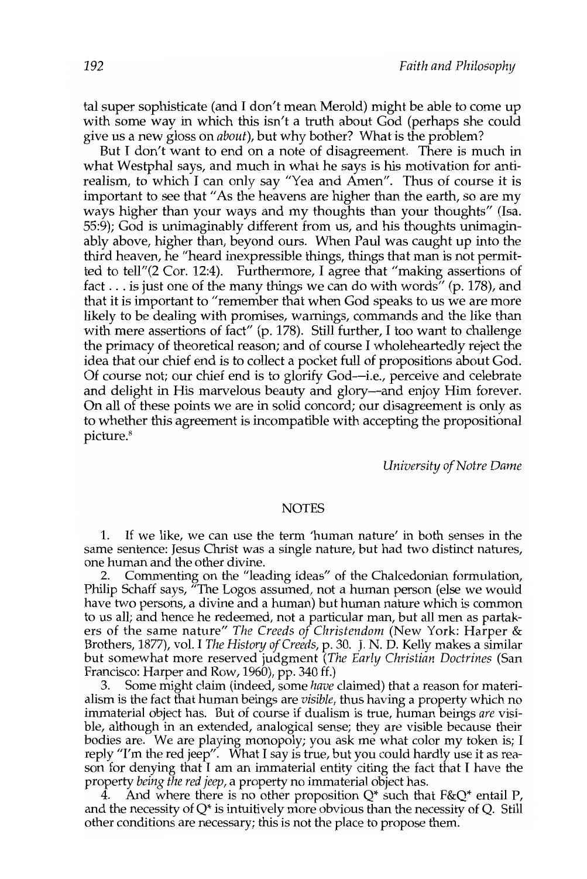tal super sophisticate (and I don't mean Merold) might be able to come up with some way in which this isn't a truth about God (perhaps she could give us a new gloss on *about*), but why bother? What is the problem?

But I don't want to end on a note of disagreement. There is much in what Westphal says, and much in what he says is his motivation for anti-realism, to which I can only say "Yea and Amen". Thus of course it is important to see that "As the heavens are higher than the earth, so are my ways higher than your ways and my thoughts than your thoughts" (Isa. 55:9); God is unimaginably different from us, and his thoughts unimaginably above, higher than, beyond ours. When Paul was caught up into the third heaven, he "heard inexpressible things, things that man is not permitted to tell"(2 Cor. 12:4). Furthermore, I agree that "making assertions of fact . . . is just one of the many things we can do with words" (p. 178), and that it is important to "remember that when God speaks to us we are more likely to be dealing with promises, warnings, commands and the like than with mere assertions of fact" (p. 178). Still further, I too want to challenge the primacy of theoretical reason; and of course I wholeheartedly reject the idea that our chief end is to collect a pocket full of propositions about God. Of course not; our chief end is to glorify God—i.e., perceive and celebrate and delight in His marvelous beauty and glory—and enjoy Him forever. On all of these points we are in solid concord; our disagreement is only as to whether this agreement is incompatible with accepting the propositional picture.[8]

*University of Notre Dame*

## NOTES

1. If we like, we can use the term 'human nature' in both senses in the same sentence: Jesus Christ was a single nature, but had two distinct natures, one human and the other divine.

2. Commenting on the "leading ideas" of the Chalcedonian formulation, Philip Schaff says, "The Logos assumed, not a human person (else we would have two persons, a divine and a human) but human nature which is common to us all; and hence he redeemed, not a particular man, but all men as partakers of the same nature" *The Creeds of Christendom* (New York: Harper & Brothers, 1877), vol. I *The History of Creeds*, p. 30. J. N. D. Kelly makes a similar but somewhat more reserved judgment (*The Early Christian Doctrines* (San Francisco: Harper and Row, 1960), pp. 340 ff.)

3. Some might claim (indeed, some *have* claimed) that a reason for materialism is the fact that human beings are *visible*, thus having a property which no immaterial object has. But of course if dualism is true, human beings *are* visible, although in an extended, analogical sense; they are visible because their bodies are. We are playing monopoly; you ask me what color my token is; I reply "I'm the red jeep". What I say is true, but you could hardly use it as reason for denying that I am an immaterial entity citing the fact that I have the property *being the red jeep*, a property no immaterial object has.

4. And where there is no other proposition $Q^*$ such that $F\&Q^*$ entail P, and the necessity of $Q^*$ is intuitively more obvious than the necessity of Q. Still other conditions are necessary; this is not the place to propose them.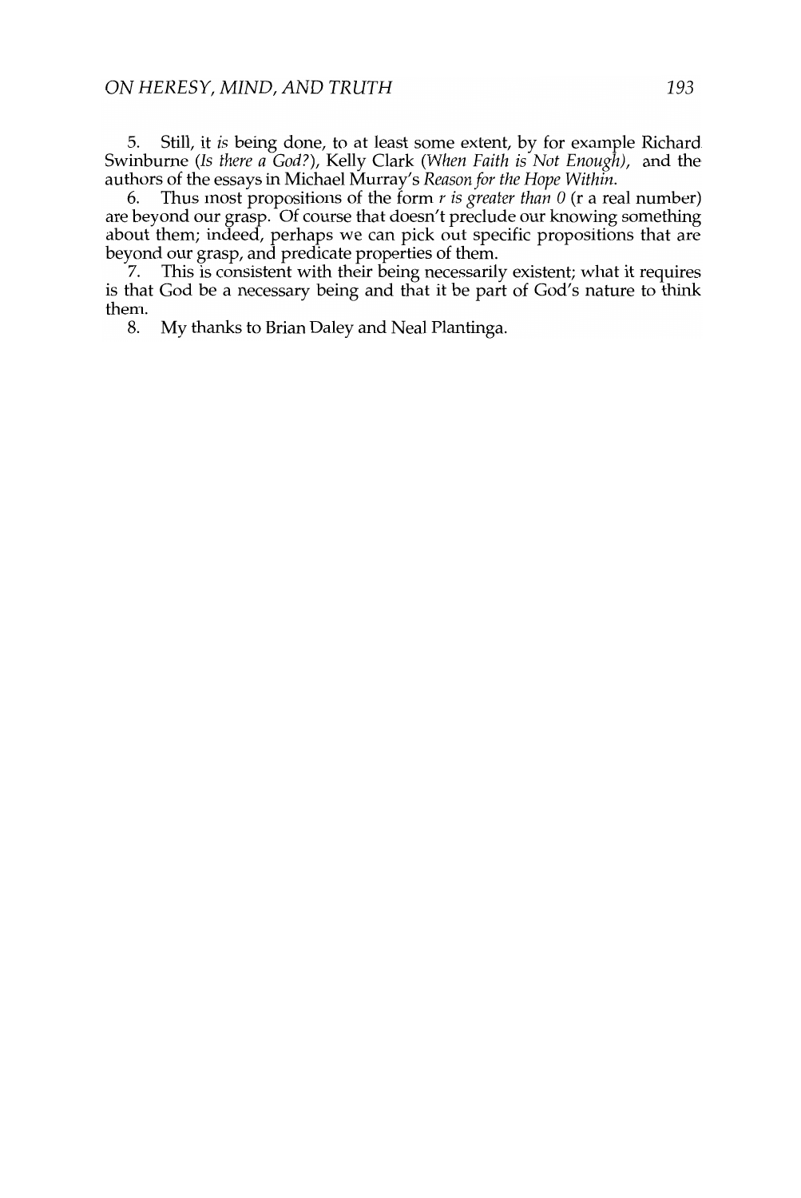5. Still, it *is* being done, to at least some extent, by for example Richard Swinburne (*Is there a God?*), Kelly Clark (*When Faith is Not Enough*), and the authors of the essays in Michael Murray's *Reason for the Hope Within*.

6. Thus most propositions of the form *r is greater than 0* (r a real number) are beyond our grasp. Of course that doesn't preclude our knowing something about them; indeed, perhaps we can pick out specific propositions that are beyond our grasp, and predicate properties of them.

7. This is consistent with their being necessarily existent; what it requires is that God be a necessary being and that it be part of God's nature to think them.

8. My thanks to Brian Daley and Neal Plantinga.